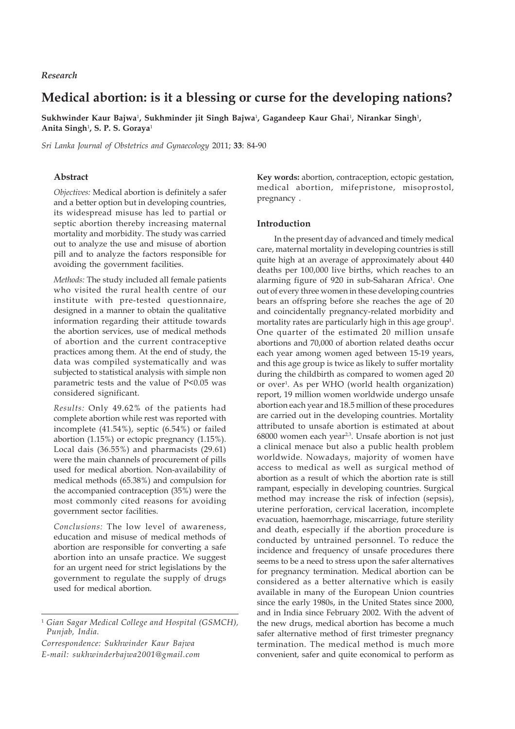*Research*

# Medical abortion: is it a blessing or curse for the developing nations?

**Sukhwinder Kaur Bajwa[1], Sukhminder jit Singh Bajwa[1], Gagandeep Kaur Ghai[1], Nirankar Singh[1], Anita Singh[1], S. P. S. Goraya[1]**

*Sri Lanka Journal of Obstetrics and Gynaecology* 2011; **33**: 84-90

## Abstract

*Objectives:* Medical abortion is definitely a safer and a better option but in developing countries, its widespread misuse has led to partial or septic abortion thereby increasing maternal mortality and morbidity. The study was carried out to analyze the use and misuse of abortion pill and to analyze the factors responsible for avoiding the government facilities.

*Methods:* The study included all female patients who visited the rural health centre of our institute with pre-tested questionnaire, designed in a manner to obtain the qualitative information regarding their attitude towards the abortion services, use of medical methods of abortion and the current contraceptive practices among them. At the end of study, the data was compiled systematically and was subjected to statistical analysis with simple non parametric tests and the value of $P<0.05$ was considered significant.

*Results:* Only 49.62% of the patients had complete abortion while rest was reported with incomplete (41.54%), septic (6.54%) or failed abortion (1.15%) or ectopic pregnancy (1.15%). Local dais (36.55%) and pharmacists (29.61) were the main channels of procurement of pills used for medical abortion. Non-availability of medical methods (65.38%) and compulsion for the accompanied contraception (35%) were the most commonly cited reasons for avoiding government sector facilities.

*Conclusions:* The low level of awareness, education and misuse of medical methods of abortion are responsible for converting a safe abortion into an unsafe practice. We suggest for an urgent need for strict legislations by the government to regulate the supply of drugs used for medical abortion.

[1] *Gian Sagar Medical College and Hospital (GSMCH), Punjab, India.*

*Correspondence: Sukhwinder Kaur Bajwa*
*E-mail: sukhwinderbajwa2001@gmail.com*

**Key words:** abortion, contraception, ectopic gestation, medical abortion, mifepristone, misoprostol, pregnancy .

## Introduction

In the present day of advanced and timely medical care, maternal mortality in developing countries is still quite high at an average of approximately about 440 deaths per 100,000 live births, which reaches to an alarming figure of 920 in sub-Saharan Africa[1]. One out of every three women in these developing countries bears an offspring before she reaches the age of 20 and coincidentally pregnancy-related morbidity and mortality rates are particularly high in this age group[1]. One quarter of the estimated 20 million unsafe abortions and 70,000 of abortion related deaths occur each year among women aged between 15-19 years, and this age group is twice as likely to suffer mortality during the childbirth as compared to women aged 20 or over[1]. As per WHO (world health organization) report, 19 million women worldwide undergo unsafe abortion each year and 18.5 million of these procedures are carried out in the developing countries. Mortality attributed to unsafe abortion is estimated at about 68000 women each year[2,3]. Unsafe abortion is not just a clinical menace but also a public health problem worldwide. Nowadays, majority of women have access to medical as well as surgical method of abortion as a result of which the abortion rate is still rampant, especially in developing countries. Surgical method may increase the risk of infection (sepsis), uterine perforation, cervical laceration, incomplete evacuation, haemorrhage, miscarriage, future sterility and death, especially if the abortion procedure is conducted by untrained personnel. To reduce the incidence and frequency of unsafe procedures there seems to be a need to stress upon the safer alternatives for pregnancy termination. Medical abortion can be considered as a better alternative which is easily available in many of the European Union countries since the early 1980s, in the United States since 2000, and in India since February 2002. With the advent of the new drugs, medical abortion has become a much safer alternative method of first trimester pregnancy termination. The medical method is much more convenient, safer and quite economical to perform as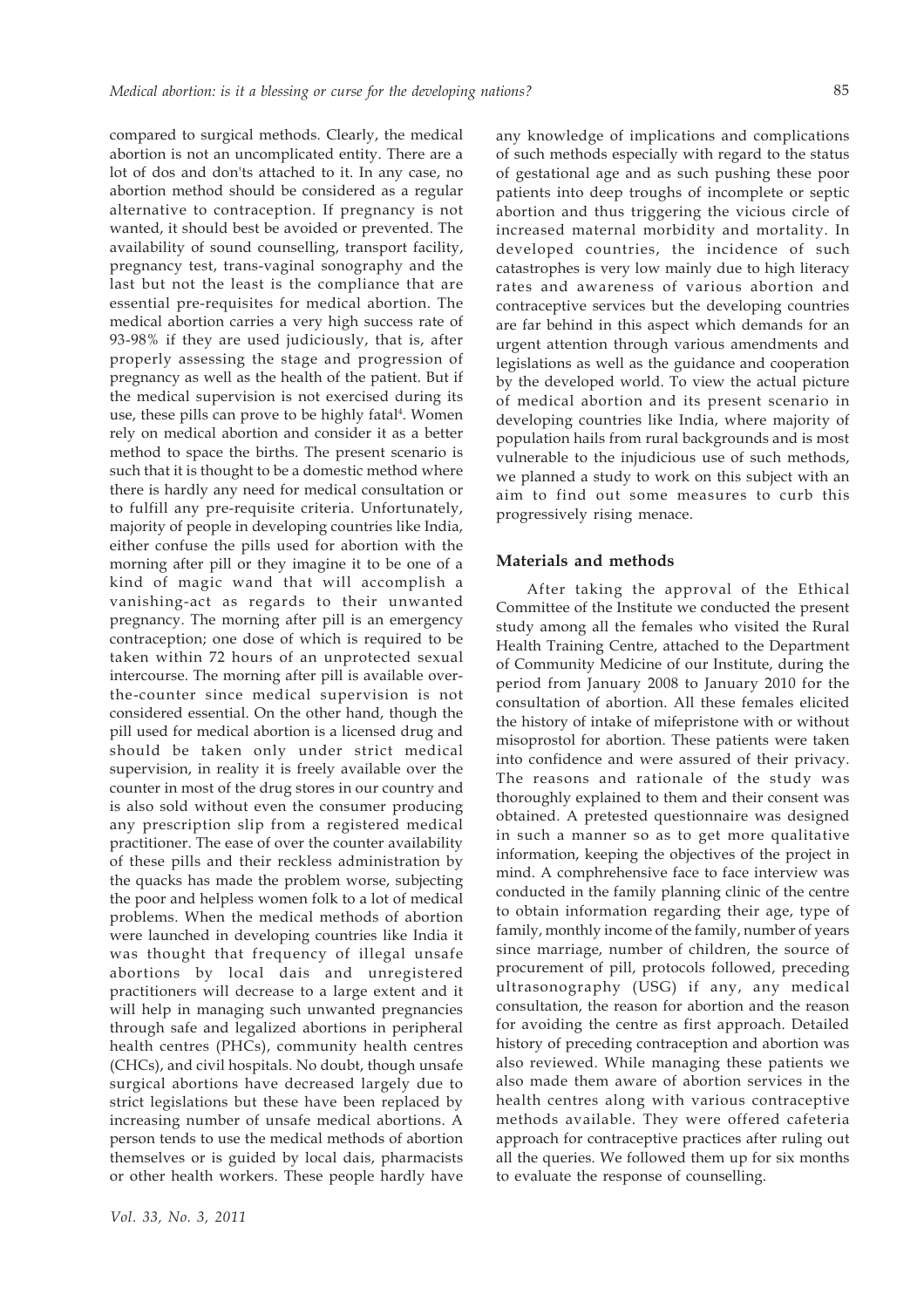compared to surgical methods. Clearly, the medical abortion is not an uncomplicated entity. There are a lot of dos and don'ts attached to it. In any case, no abortion method should be considered as a regular alternative to contraception. If pregnancy is not wanted, it should best be avoided or prevented. The availability of sound counselling, transport facility, pregnancy test, trans-vaginal sonography and the last but not the least is the compliance that are essential pre-requisites for medical abortion. The medical abortion carries a very high success rate of 93-98% if they are used judiciously, that is, after properly assessing the stage and progression of pregnancy as well as the health of the patient. But if the medical supervision is not exercised during its use, these pills can prove to be highly fatal[4]. Women rely on medical abortion and consider it as a better method to space the births. The present scenario is such that it is thought to be a domestic method where there is hardly any need for medical consultation or to fulfill any pre-requisite criteria. Unfortunately, majority of people in developing countries like India, either confuse the pills used for abortion with the morning after pill or they imagine it to be one of a kind of magic wand that will accomplish a vanishing-act as regards to their unwanted pregnancy. The morning after pill is an emergency contraception; one dose of which is required to be taken within 72 hours of an unprotected sexual intercourse. The morning after pill is available over-the-counter since medical supervision is not considered essential. On the other hand, though the pill used for medical abortion is a licensed drug and should be taken only under strict medical supervision, in reality it is freely available over the counter in most of the drug stores in our country and is also sold without even the consumer producing any prescription slip from a registered medical practitioner. The ease of over the counter availability of these pills and their reckless administration by the quacks has made the problem worse, subjecting the poor and helpless women folk to a lot of medical problems. When the medical methods of abortion were launched in developing countries like India it was thought that frequency of illegal unsafe abortions by local dais and unregistered practitioners will decrease to a large extent and it will help in managing such unwanted pregnancies through safe and legalized abortions in peripheral health centres (PHCs), community health centres (CHCs), and civil hospitals. No doubt, though unsafe surgical abortions have decreased largely due to strict legislations but these have been replaced by increasing number of unsafe medical abortions. A person tends to use the medical methods of abortion themselves or is guided by local dais, pharmacists or other health workers. These people hardly have any knowledge of implications and complications of such methods especially with regard to the status of gestational age and as such pushing these poor patients into deep troughs of incomplete or septic abortion and thus triggering the vicious circle of increased maternal morbidity and mortality. In developed countries, the incidence of such catastrophes is very low mainly due to high literacy rates and awareness of various abortion and contraceptive services but the developing countries are far behind in this aspect which demands for an urgent attention through various amendments and legislations as well as the guidance and cooperation by the developed world. To view the actual picture of medical abortion and its present scenario in developing countries like India, where majority of population hails from rural backgrounds and is most vulnerable to the injudicious use of such methods, we planned a study to work on this subject with an aim to find out some measures to curb this progressively rising menace.

## Materials and methods

After taking the approval of the Ethical Committee of the Institute we conducted the present study among all the females who visited the Rural Health Training Centre, attached to the Department of Community Medicine of our Institute, during the period from January 2008 to January 2010 for the consultation of abortion. All these females elicited the history of intake of mifepristone with or without misoprostol for abortion. These patients were taken into confidence and were assured of their privacy. The reasons and rationale of the study was thoroughly explained to them and their consent was obtained. A pretested questionnaire was designed in such a manner so as to get more qualitative information, keeping the objectives of the project in mind. A comphrehensive face to face interview was conducted in the family planning clinic of the centre to obtain information regarding their age, type of family, monthly income of the family, number of years since marriage, number of children, the source of procurement of pill, protocols followed, preceding ultrasonography (USG) if any, any medical consultation, the reason for abortion and the reason for avoiding the centre as first approach. Detailed history of preceding contraception and abortion was also reviewed. While managing these patients we also made them aware of abortion services in the health centres along with various contraceptive methods available. They were offered cafeteria approach for contraceptive practices after ruling out all the queries. We followed them up for six months to evaluate the response of counselling.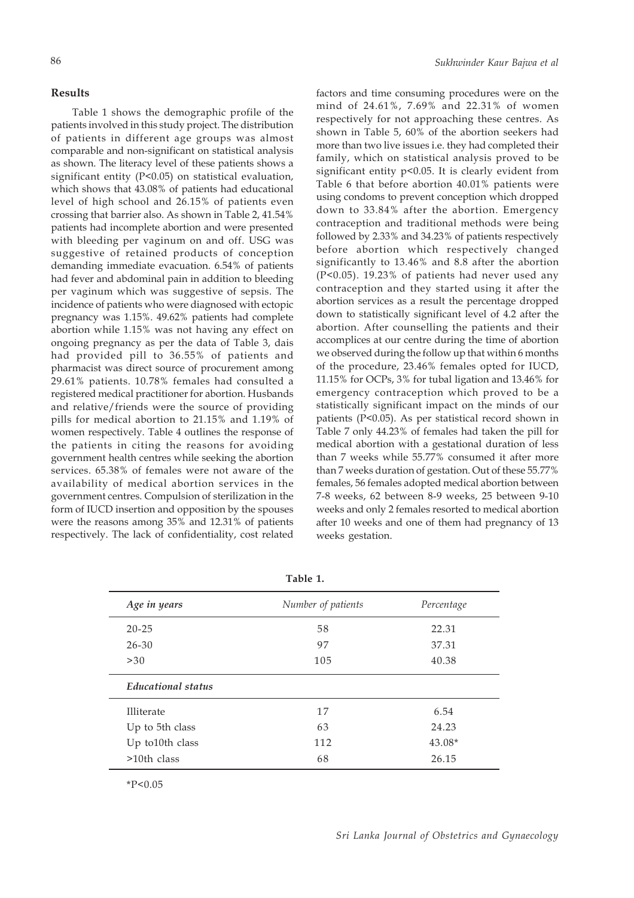## Results

Table 1 shows the demographic profile of the patients involved in this study project. The distribution of patients in different age groups was almost comparable and non-significant on statistical analysis as shown. The literacy level of these patients shows a significant entity ($P<0.05$) on statistical evaluation, which shows that 43.08% of patients had educational level of high school and 26.15% of patients even crossing that barrier also. As shown in Table 2, 41.54% patients had incomplete abortion and were presented with bleeding per vaginum on and off. USG was suggestive of retained products of conception demanding immediate evacuation. 6.54% of patients had fever and abdominal pain in addition to bleeding per vaginum which was suggestive of sepsis. The incidence of patients who were diagnosed with ectopic pregnancy was 1.15%. 49.62% patients had complete abortion while 1.15% was not having any effect on ongoing pregnancy as per the data of Table 3, dais had provided pill to 36.55% of patients and pharmacist was direct source of procurement among 29.61% patients. 10.78% females had consulted a registered medical practitioner for abortion. Husbands and relative/friends were the source of providing pills for medical abortion to 21.15% and 1.19% of women respectively. Table 4 outlines the response of the patients in citing the reasons for avoiding government health centres while seeking the abortion services. 65.38% of females were not aware of the availability of medical abortion services in the government centres. Compulsion of sterilization in the form of IUCD insertion and opposition by the spouses were the reasons among 35% and 12.31% of patients respectively. The lack of confidentiality, cost related factors and time consuming procedures were on the mind of 24.61%, 7.69% and 22.31% of women respectively for not approaching these centres. As shown in Table 5, 60% of the abortion seekers had more than two live issues i.e. they had completed their family, which on statistical analysis proved to be significant entity $p<0.05$. It is clearly evident from Table 6 that before abortion 40.01% patients were using condoms to prevent conception which dropped down to 33.84% after the abortion. Emergency contraception and traditional methods were being followed by 2.33% and 34.23% of patients respectively before abortion which respectively changed significantly to 13.46% and 8.8 after the abortion ($P<0.05$). 19.23% of patients had never used any contraception and they started using it after the abortion services as a result the percentage dropped down to statistically significant level of 4.2 after the abortion. After counselling the patients and their accomplices at our centre during the time of abortion we observed during the follow up that within 6 months of the procedure, 23.46% females opted for IUCD, 11.15% for OCPs, 3% for tubal ligation and 13.46% for emergency contraception which proved to be a statistically significant impact on the minds of our patients ($P<0.05$). As per statistical record shown in Table 7 only 44.23% of females had taken the pill for medical abortion with a gestational duration of less than 7 weeks while 55.77% consumed it after more than 7 weeks duration of gestation. Out of these 55.77% females, 56 females adopted medical abortion between 7-8 weeks, 62 between 8-9 weeks, 25 between 9-10 weeks and only 2 females resorted to medical abortion after 10 weeks and one of them had pregnancy of 13 weeks gestation.

**Table 1.**

| *Age in years* | *Number of patients* | *Percentage* |
|---|---|---|
| 20-25 | 58 | 22.31 |
| 26-30 | 97 | 37.31 |
| >30 | 105 | 40.38 |
| ***Educational status*** | | |
| Illiterate | 17 | 6.54 |
| Up to 5th class | 63 | 24.23 |
| Up to10th class | 112 | 43.08* |
| >10th class | 68 | 26.15 |

*$P<0.05$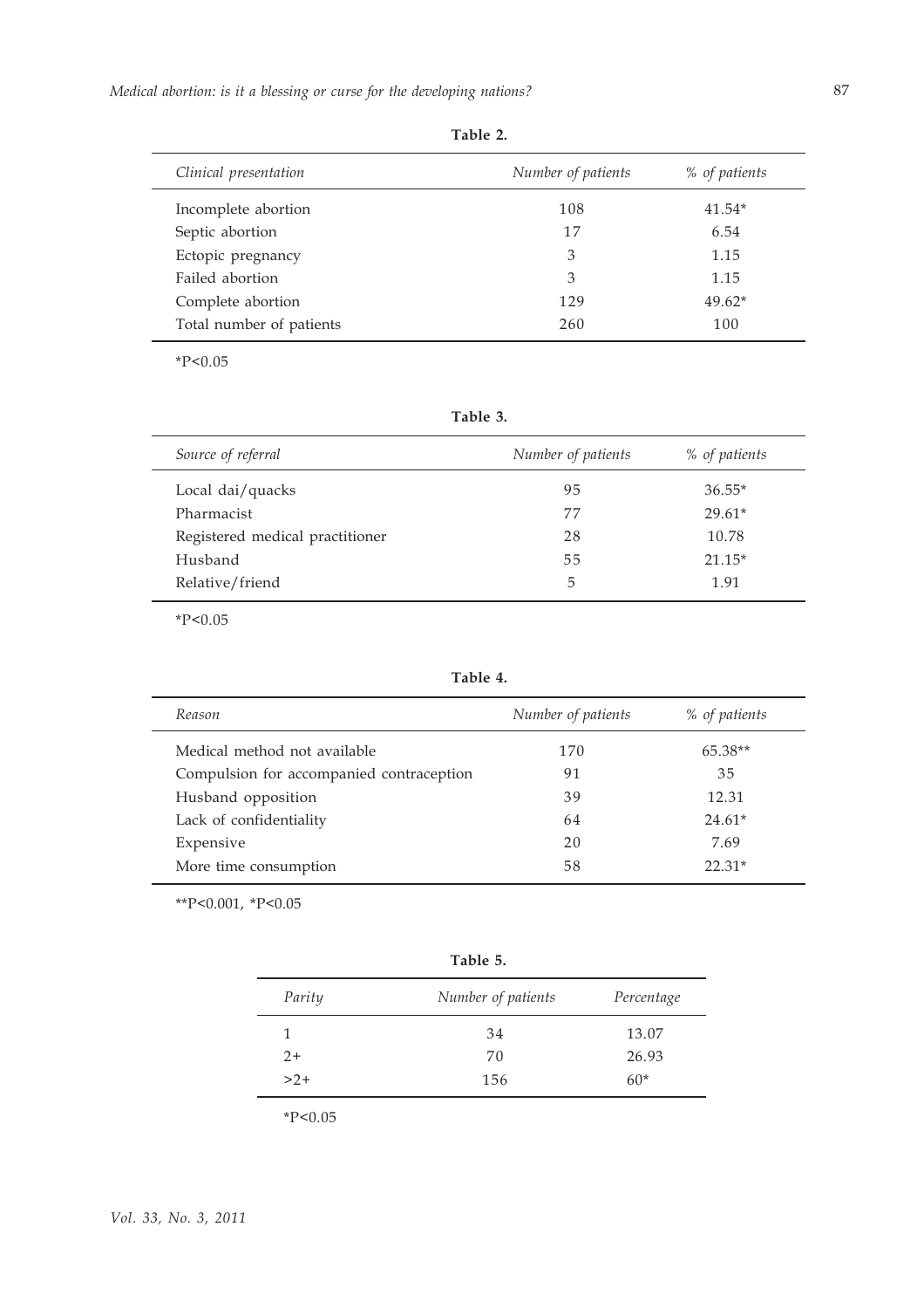**Table 2.**

| *Clinical presentation* | *Number of patients* | *% of patients* |
|---|---|---|
| Incomplete abortion | 108 | 41.54* |
| Septic abortion | 17 | 6.54 |
| Ectopic pregnancy | 3 | 1.15 |
| Failed abortion | 3 | 1.15 |
| Complete abortion | 129 | 49.62* |
| Total number of patients | 260 | 100 |

*P<0.05

**Table 3.**

| *Source of referral* | *Number of patients* | *% of patients* |
|---|---|---|
| Local dai/quacks | 95 | 36.55* |
| Pharmacist | 77 | 29.61* |
| Registered medical practitioner | 28 | 10.78 |
| Husband | 55 | 21.15* |
| Relative/friend | 5 | 1.91 |

*P<0.05

**Table 4.**

| *Reason* | *Number of patients* | *% of patients* |
|---|---|---|
| Medical method not available | 170 | 65.38** |
| Compulsion for accompanied contraception | 91 | 35 |
| Husband opposition | 39 | 12.31 |
| Lack of confidentiality | 64 | 24.61* |
| Expensive | 20 | 7.69 |
| More time consumption | 58 | 22.31* |

**P<0.001, *P<0.05

**Table 5.**

| *Parity* | *Number of patients* | *Percentage* |
|---|---|---|
| 1 | 34 | 13.07 |
| 2+ | 70 | 26.93 |
| >2+ | 156 | 60* |

*P<0.05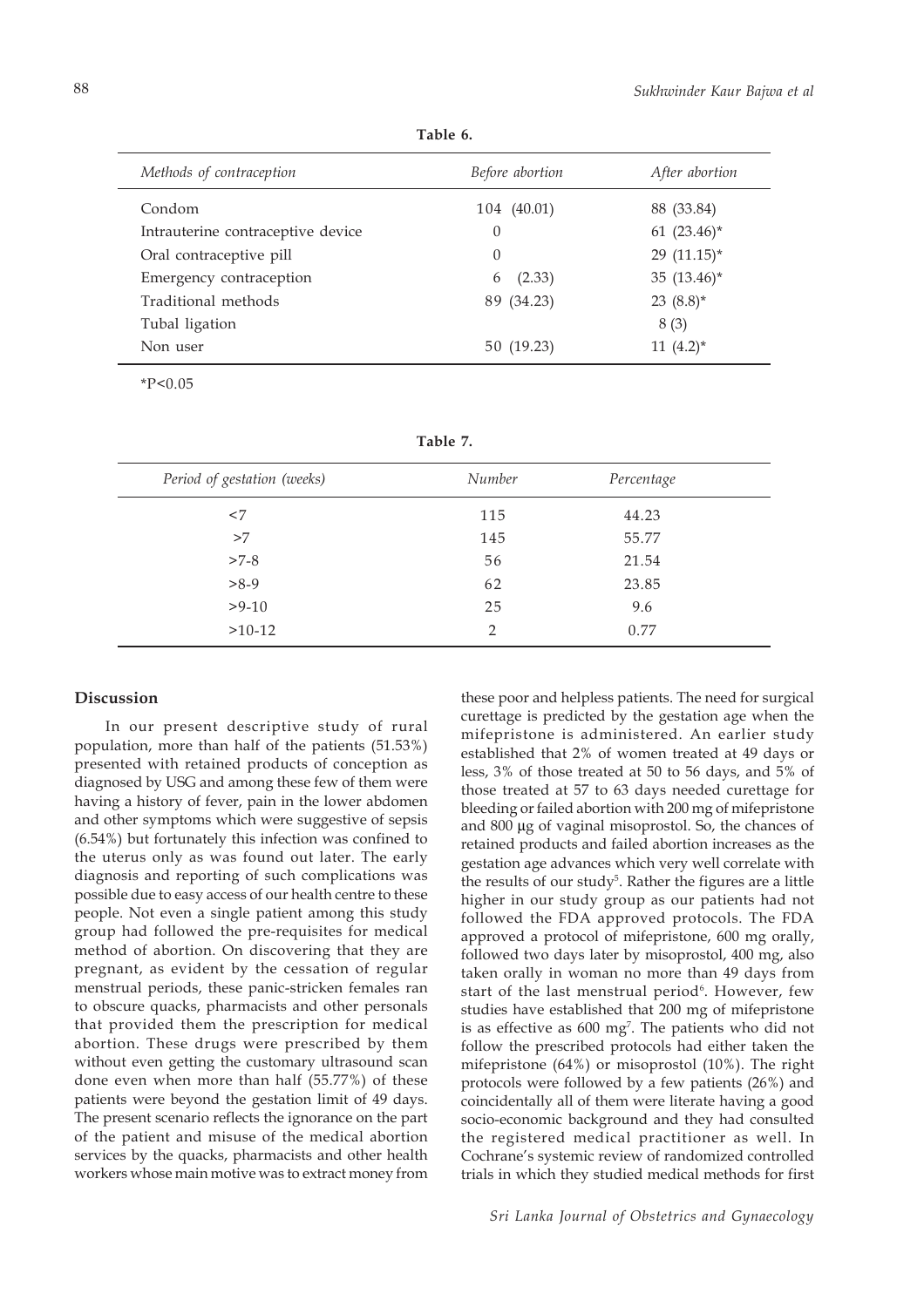**Table 6.**

| *Methods of contraception* | *Before abortion* | *After abortion* |
|---|---|---|
| Condom | 104 (40.01) | 88 (33.84) |
| Intrauterine contraceptive device | 0 | 61 (23.46)* |
| Oral contraceptive pill | 0 | 29 (11.15)* |
| Emergency contraception | 6 (2.33) | 35 (13.46)* |
| Traditional methods | 89 (34.23) | 23 (8.8)* |
| Tubal ligation | | 8 (3) |
| Non user | 50 (19.23) | 11 (4.2)* |

*P<0.05

**Table 7.**

| *Period of gestation (weeks)* | *Number* | *Percentage* |
|---|---|---|
| <7 | 115 | 44.23 |
| >7 | 145 | 55.77 |
| >7-8 | 56 | 21.54 |
| >8-9 | 62 | 23.85 |
| >9-10 | 25 | 9.6 |
| >10-12 | 2 | 0.77 |

## Discussion

In our present descriptive study of rural population, more than half of the patients (51.53%) presented with retained products of conception as diagnosed by USG and among these few of them were having a history of fever, pain in the lower abdomen and other symptoms which were suggestive of sepsis (6.54%) but fortunately this infection was confined to the uterus only as was found out later. The early diagnosis and reporting of such complications was possible due to easy access of our health centre to these people. Not even a single patient among this study group had followed the pre-requisites for medical method of abortion. On discovering that they are pregnant, as evident by the cessation of regular menstrual periods, these panic-stricken females ran to obscure quacks, pharmacists and other personals that provided them the prescription for medical abortion. These drugs were prescribed by them without even getting the customary ultrasound scan done even when more than half (55.77%) of these patients were beyond the gestation limit of 49 days. The present scenario reflects the ignorance on the part of the patient and misuse of the medical abortion services by the quacks, pharmacists and other health workers whose main motive was to extract money from these poor and helpless patients. The need for surgical curettage is predicted by the gestation age when the mifepristone is administered. An earlier study established that 2% of women treated at 49 days or less, 3% of those treated at 50 to 56 days, and 5% of those treated at 57 to 63 days needed curettage for bleeding or failed abortion with 200 mg of mifepristone and 800 µg of vaginal misoprostol. So, the chances of retained products and failed abortion increases as the gestation age advances which very well correlate with the results of our study[5]. Rather the figures are a little higher in our study group as our patients had not followed the FDA approved protocols. The FDA approved a protocol of mifepristone, 600 mg orally, followed two days later by misoprostol, 400 mg, also taken orally in woman no more than 49 days from start of the last menstrual period[6]. However, few studies have established that 200 mg of mifepristone is as effective as 600 mg[7]. The patients who did not follow the prescribed protocols had either taken the mifepristone (64%) or misoprostol (10%). The right protocols were followed by a few patients (26%) and coincidentally all of them were literate having a good socio-economic background and they had consulted the registered medical practitioner as well. In Cochrane's systemic review of randomized controlled trials in which they studied medical methods for first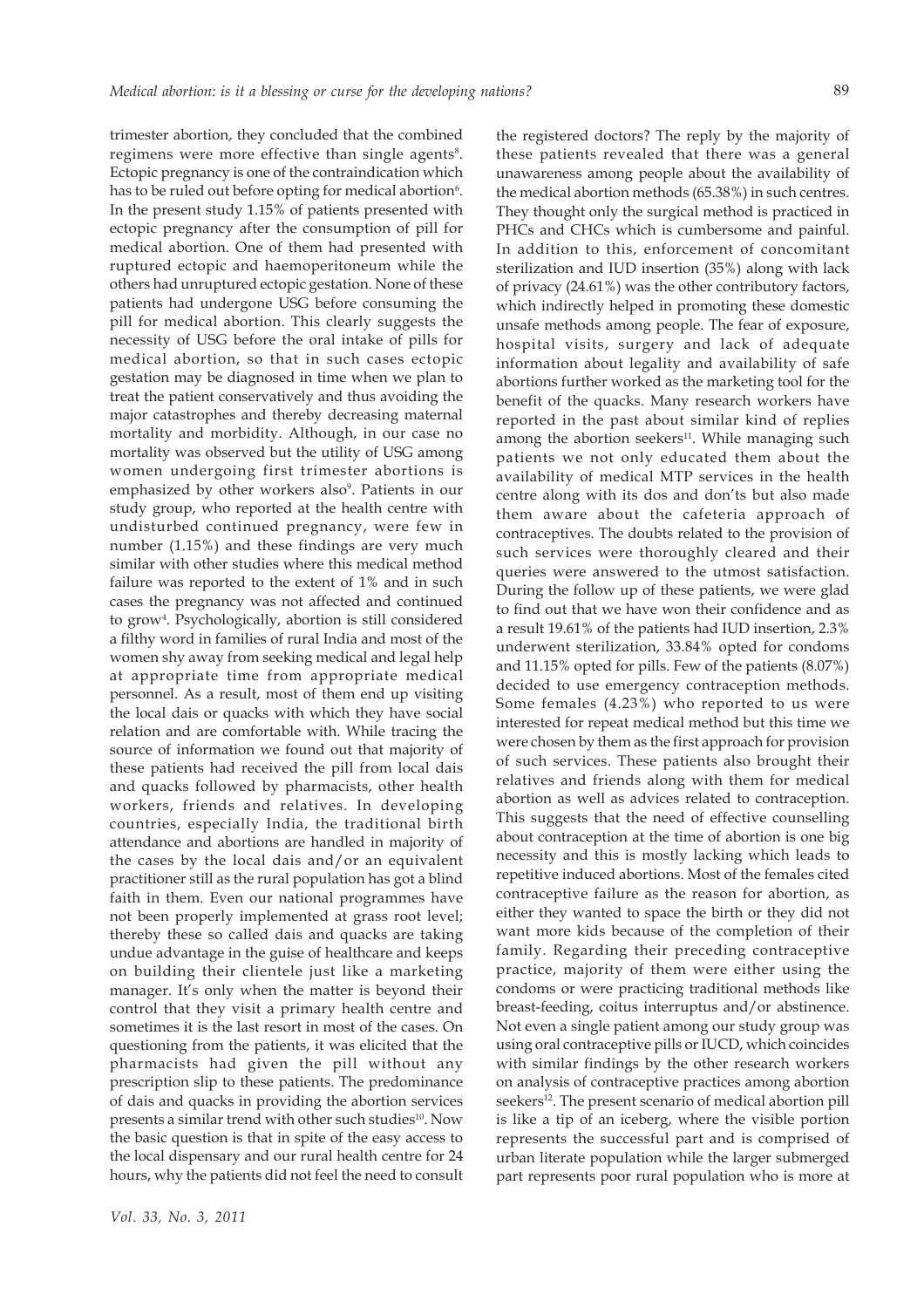trimester abortion, they concluded that the combined regimens were more effective than single agents[8]. Ectopic pregnancy is one of the contraindication which has to be ruled out before opting for medical abortion[6]. In the present study 1.15% of patients presented with ectopic pregnancy after the consumption of pill for medical abortion. One of them had presented with ruptured ectopic and haemoperitoneum while the others had unruptured ectopic gestation. None of these patients had undergone USG before consuming the pill for medical abortion. This clearly suggests the necessity of USG before the oral intake of pills for medical abortion, so that in such cases ectopic gestation may be diagnosed in time when we plan to treat the patient conservatively and thus avoiding the major catastrophes and thereby decreasing maternal mortality and morbidity. Although, in our case no mortality was observed but the utility of USG among women undergoing first trimester abortions is emphasized by other workers also[9]. Patients in our study group, who reported at the health centre with undisturbed continued pregnancy, were few in number (1.15%) and these findings are very much similar with other studies where this medical method failure was reported to the extent of 1% and in such cases the pregnancy was not affected and continued to grow[4]. Psychologically, abortion is still considered a filthy word in families of rural India and most of the women shy away from seeking medical and legal help at appropriate time from appropriate medical personnel. As a result, most of them end up visiting the local dais or quacks with which they have social relation and are comfortable with. While tracing the source of information we found out that majority of these patients had received the pill from local dais and quacks followed by pharmacists, other health workers, friends and relatives. In developing countries, especially India, the traditional birth attendance and abortions are handled in majority of the cases by the local dais and/or an equivalent practitioner still as the rural population has got a blind faith in them. Even our national programmes have not been properly implemented at grass root level; thereby these so called dais and quacks are taking undue advantage in the guise of healthcare and keeps on building their clientele just like a marketing manager. It's only when the matter is beyond their control that they visit a primary health centre and sometimes it is the last resort in most of the cases. On questioning from the patients, it was elicited that the pharmacists had given the pill without any prescription slip to these patients. The predominance of dais and quacks in providing the abortion services presents a similar trend with other such studies[10]. Now the basic question is that in spite of the easy access to the local dispensary and our rural health centre for 24 hours, why the patients did not feel the need to consult the registered doctors? The reply by the majority of these patients revealed that there was a general unawareness among people about the availability of the medical abortion methods (65.38%) in such centres. They thought only the surgical method is practiced in PHCs and CHCs which is cumbersome and painful. In addition to this, enforcement of concomitant sterilization and IUD insertion (35%) along with lack of privacy (24.61%) was the other contributory factors, which indirectly helped in promoting these domestic unsafe methods among people. The fear of exposure, hospital visits, surgery and lack of adequate information about legality and availability of safe abortions further worked as the marketing tool for the benefit of the quacks. Many research workers have reported in the past about similar kind of replies among the abortion seekers[11]. While managing such patients we not only educated them about the availability of medical MTP services in the health centre along with its dos and don'ts but also made them aware about the cafeteria approach of contraceptives. The doubts related to the provision of such services were thoroughly cleared and their queries were answered to the utmost satisfaction. During the follow up of these patients, we were glad to find out that we have won their confidence and as a result 19.61% of the patients had IUD insertion, 2.3% underwent sterilization, 33.84% opted for condoms and 11.15% opted for pills. Few of the patients (8.07%) decided to use emergency contraception methods. Some females (4.23%) who reported to us were interested for repeat medical method but this time we were chosen by them as the first approach for provision of such services. These patients also brought their relatives and friends along with them for medical abortion as well as advices related to contraception. This suggests that the need of effective counselling about contraception at the time of abortion is one big necessity and this is mostly lacking which leads to repetitive induced abortions. Most of the females cited contraceptive failure as the reason for abortion, as either they wanted to space the birth or they did not want more kids because of the completion of their family. Regarding their preceding contraceptive practice, majority of them were either using the condoms or were practicing traditional methods like breast-feeding, coitus interruptus and/or abstinence. Not even a single patient among our study group was using oral contraceptive pills or IUCD, which coincides with similar findings by the other research workers on analysis of contraceptive practices among abortion seekers[12]. The present scenario of medical abortion pill is like a tip of an iceberg, where the visible portion represents the successful part and is comprised of urban literate population while the larger submerged part represents poor rural population who is more at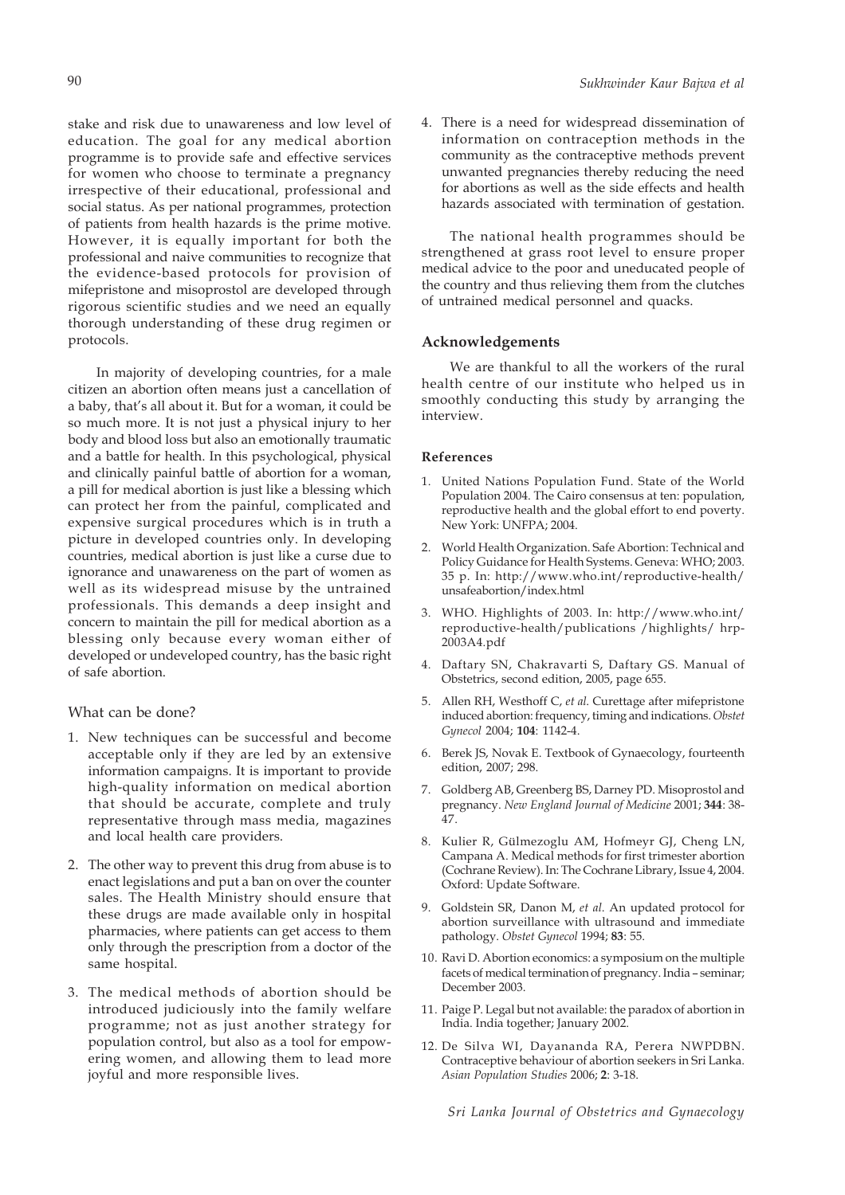stake and risk due to unawareness and low level of education. The goal for any medical abortion programme is to provide safe and effective services for women who choose to terminate a pregnancy irrespective of their educational, professional and social status. As per national programmes, protection of patients from health hazards is the prime motive. However, it is equally important for both the professional and naive communities to recognize that the evidence-based protocols for provision of mifepristone and misoprostol are developed through rigorous scientific studies and we need an equally thorough understanding of these drug regimen or protocols.

In majority of developing countries, for a male citizen an abortion often means just a cancellation of a baby, that's all about it. But for a woman, it could be so much more. It is not just a physical injury to her body and blood loss but also an emotionally traumatic and a battle for health. In this psychological, physical and clinically painful battle of abortion for a woman, a pill for medical abortion is just like a blessing which can protect her from the painful, complicated and expensive surgical procedures which is in truth a picture in developed countries only. In developing countries, medical abortion is just like a curse due to ignorance and unawareness on the part of women as well as its widespread misuse by the untrained professionals. This demands a deep insight and concern to maintain the pill for medical abortion as a blessing only because every woman either of developed or undeveloped country, has the basic right of safe abortion.

### What can be done?

1. New techniques can be successful and become acceptable only if they are led by an extensive information campaigns. It is important to provide high-quality information on medical abortion that should be accurate, complete and truly representative through mass media, magazines and local health care providers.
2. The other way to prevent this drug from abuse is to enact legislations and put a ban on over the counter sales. The Health Ministry should ensure that these drugs are made available only in hospital pharmacies, where patients can get access to them only through the prescription from a doctor of the same hospital.
3. The medical methods of abortion should be introduced judiciously into the family welfare programme; not as just another strategy for population control, but also as a tool for empowering women, and allowing them to lead more joyful and more responsible lives.
4. There is a need for widespread dissemination of information on contraception methods in the community as the contraceptive methods prevent unwanted pregnancies thereby reducing the need for abortions as well as the side effects and health hazards associated with termination of gestation.

The national health programmes should be strengthened at grass root level to ensure proper medical advice to the poor and uneducated people of the country and thus relieving them from the clutches of untrained medical personnel and quacks.

## Acknowledgements

We are thankful to all the workers of the rural health centre of our institute who helped us in smoothly conducting this study by arranging the interview.

## References

1. United Nations Population Fund. State of the World Population 2004. The Cairo consensus at ten: population, reproductive health and the global effort to end poverty. New York: UNFPA; 2004.
2. World Health Organization. Safe Abortion: Technical and Policy Guidance for Health Systems. Geneva: WHO; 2003. 35 p. In: http://www.who.int/reproductive-health/unsafeabortion/index.html
3. WHO. Highlights of 2003. In: http://www.who.int/reproductive-health/publications /highlights/ hrp-2003A4.pdf
4. Daftary SN, Chakravarti S, Daftary GS. Manual of Obstetrics, second edition, 2005, page 655.
5. Allen RH, Westhoff C, *et al.* Curettage after mifepristone induced abortion: frequency, timing and indications. *Obstet Gynecol* 2004; **104**: 1142-4.
6. Berek JS, Novak E. Textbook of Gynaecology, fourteenth edition, 2007; 298.
7. Goldberg AB, Greenberg BS, Darney PD. Misoprostol and pregnancy. *New England Journal of Medicine* 2001; **344**: 38-47.
8. Kulier R, Gülmezoglu AM, Hofmeyr GJ, Cheng LN, Campana A. Medical methods for first trimester abortion (Cochrane Review). In: The Cochrane Library, Issue 4, 2004. Oxford: Update Software.
9. Goldstein SR, Danon M, *et al.* An updated protocol for abortion surveillance with ultrasound and immediate pathology. *Obstet Gynecol* 1994; **83**: 55.
10. Ravi D. Abortion economics: a symposium on the multiple facets of medical termination of pregnancy. India – seminar; December 2003.
11. Paige P. Legal but not available: the paradox of abortion in India. India together; January 2002.
12. De Silva WI, Dayananda RA, Perera NWPDBN. Contraceptive behaviour of abortion seekers in Sri Lanka. *Asian Population Studies* 2006; **2**: 3-18.